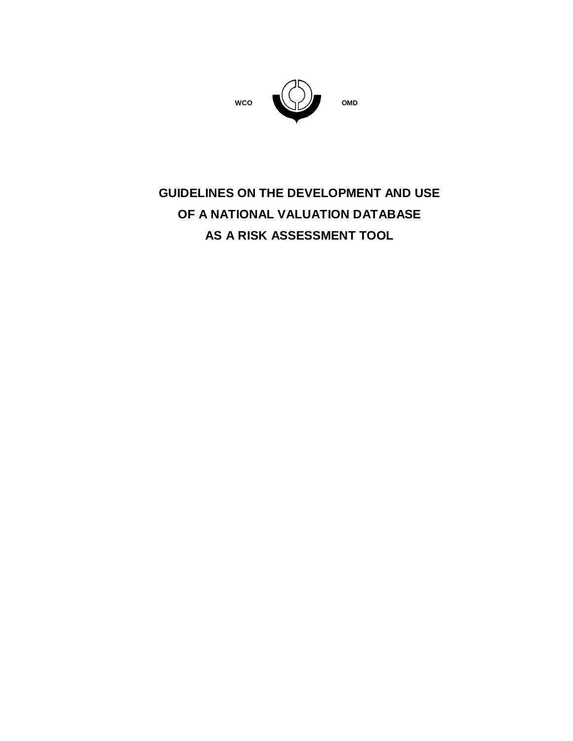WCO OMD

# GUIDELINES ON THE DEVELOPMENT AND USE OF A NATIONAL VALUATION DATABASE AS A RISK ASSESSMENT TOOL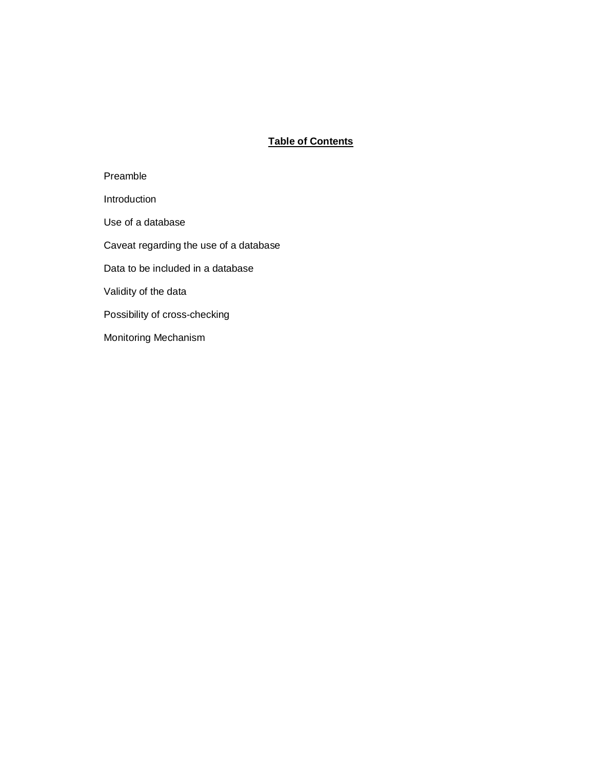**<u>Table of Contents</u>**

Preamble

Introduction

Use of a database

Caveat regarding the use of a database

Data to be included in a database

Validity of the data

Possibility of cross-checking

Monitoring Mechanism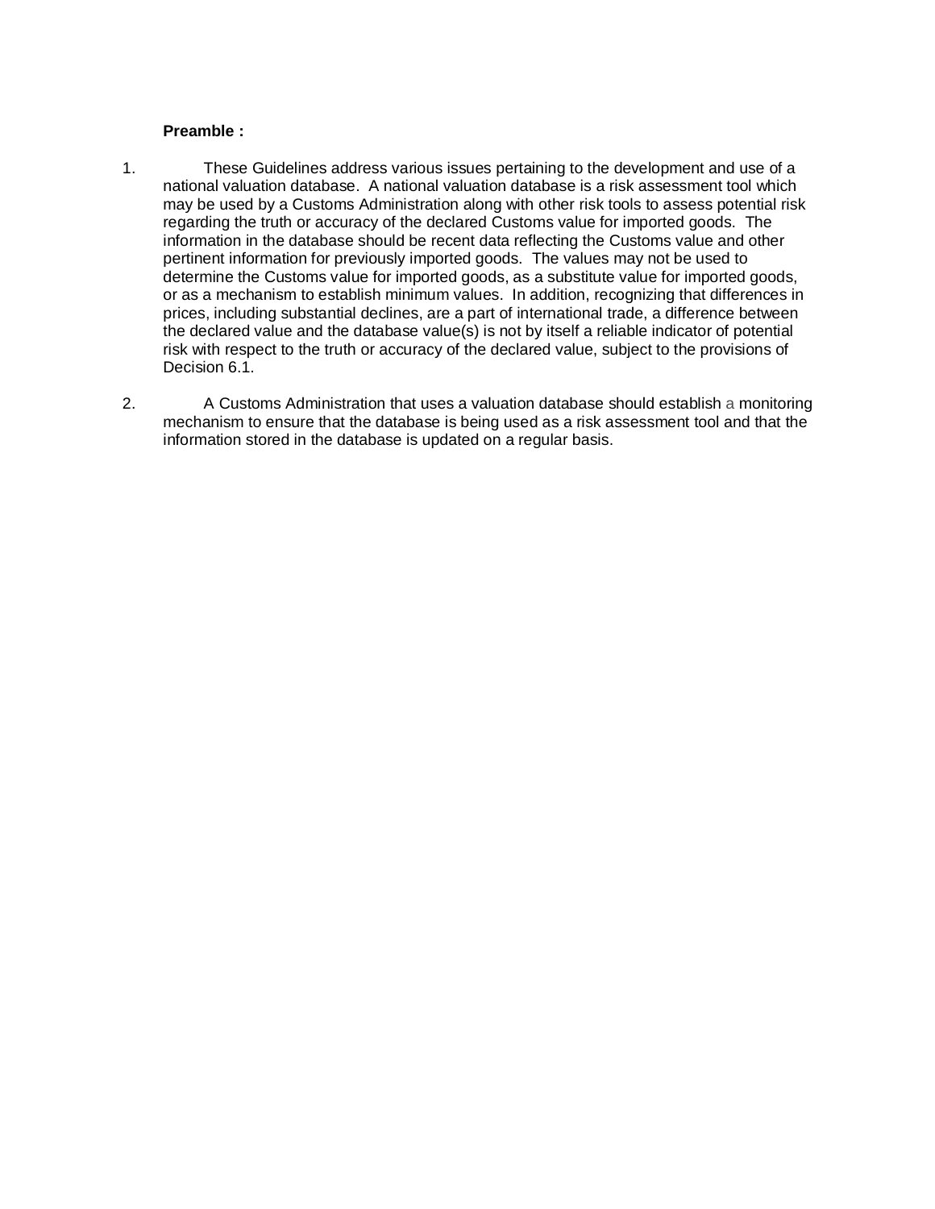**Preamble :**

1. These Guidelines address various issues pertaining to the development and use of a national valuation database. A national valuation database is a risk assessment tool which may be used by a Customs Administration along with other risk tools to assess potential risk regarding the truth or accuracy of the declared Customs value for imported goods. The information in the database should be recent data reflecting the Customs value and other pertinent information for previously imported goods. The values may not be used to determine the Customs value for imported goods, as a substitute value for imported goods, or as a mechanism to establish minimum values. In addition, recognizing that differences in prices, including substantial declines, are a part of international trade, a difference between the declared value and the database value(s) is not by itself a reliable indicator of potential risk with respect to the truth or accuracy of the declared value, subject to the provisions of Decision 6.1.

2. A Customs Administration that uses a valuation database should establish a monitoring mechanism to ensure that the database is being used as a risk assessment tool and that the information stored in the database is updated on a regular basis.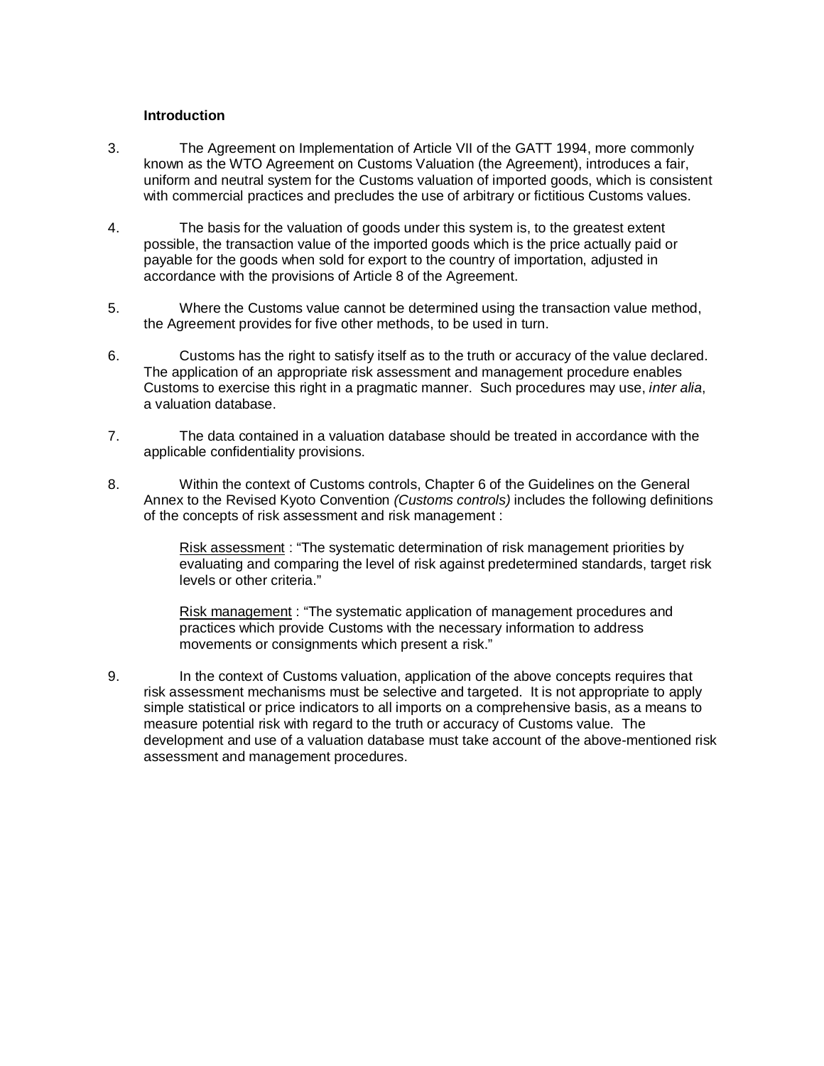**Introduction**

3. The Agreement on Implementation of Article VII of the GATT 1994, more commonly known as the WTO Agreement on Customs Valuation (the Agreement), introduces a fair, uniform and neutral system for the Customs valuation of imported goods, which is consistent with commercial practices and precludes the use of arbitrary or fictitious Customs values.

4. The basis for the valuation of goods under this system is, to the greatest extent possible, the transaction value of the imported goods which is the price actually paid or payable for the goods when sold for export to the country of importation, adjusted in accordance with the provisions of Article 8 of the Agreement.

5. Where the Customs value cannot be determined using the transaction value method, the Agreement provides for five other methods, to be used in turn.

6. Customs has the right to satisfy itself as to the truth or accuracy of the value declared. The application of an appropriate risk assessment and management procedure enables Customs to exercise this right in a pragmatic manner. Such procedures may use, *inter alia*, a valuation database.

7. The data contained in a valuation database should be treated in accordance with the applicable confidentiality provisions.

8. Within the context of Customs controls, Chapter 6 of the Guidelines on the General Annex to the Revised Kyoto Convention *(Customs controls)* includes the following definitions of the concepts of risk assessment and risk management :

   Risk assessment : "The systematic determination of risk management priorities by evaluating and comparing the level of risk against predetermined standards, target risk levels or other criteria."

   Risk management : "The systematic application of management procedures and practices which provide Customs with the necessary information to address movements or consignments which present a risk."

9. In the context of Customs valuation, application of the above concepts requires that risk assessment mechanisms must be selective and targeted. It is not appropriate to apply simple statistical or price indicators to all imports on a comprehensive basis, as a means to measure potential risk with regard to the truth or accuracy of Customs value. The development and use of a valuation database must take account of the above-mentioned risk assessment and management procedures.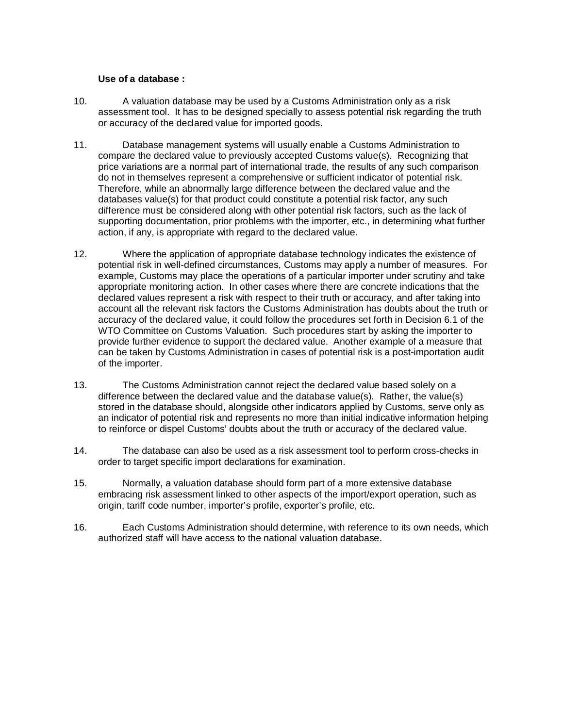**Use of a database :**

10. A valuation database may be used by a Customs Administration only as a risk assessment tool. It has to be designed specially to assess potential risk regarding the truth or accuracy of the declared value for imported goods.

11. Database management systems will usually enable a Customs Administration to compare the declared value to previously accepted Customs value(s). Recognizing that price variations are a normal part of international trade, the results of any such comparison do not in themselves represent a comprehensive or sufficient indicator of potential risk. Therefore, while an abnormally large difference between the declared value and the databases value(s) for that product could constitute a potential risk factor, any such difference must be considered along with other potential risk factors, such as the lack of supporting documentation, prior problems with the importer, etc., in determining what further action, if any, is appropriate with regard to the declared value.

12. Where the application of appropriate database technology indicates the existence of potential risk in well-defined circumstances, Customs may apply a number of measures. For example, Customs may place the operations of a particular importer under scrutiny and take appropriate monitoring action. In other cases where there are concrete indications that the declared values represent a risk with respect to their truth or accuracy, and after taking into account all the relevant risk factors the Customs Administration has doubts about the truth or accuracy of the declared value, it could follow the procedures set forth in Decision 6.1 of the WTO Committee on Customs Valuation. Such procedures start by asking the importer to provide further evidence to support the declared value. Another example of a measure that can be taken by Customs Administration in cases of potential risk is a post-importation audit of the importer.

13. The Customs Administration cannot reject the declared value based solely on a difference between the declared value and the database value(s). Rather, the value(s) stored in the database should, alongside other indicators applied by Customs, serve only as an indicator of potential risk and represents no more than initial indicative information helping to reinforce or dispel Customs' doubts about the truth or accuracy of the declared value.

14. The database can also be used as a risk assessment tool to perform cross-checks in order to target specific import declarations for examination.

15. Normally, a valuation database should form part of a more extensive database embracing risk assessment linked to other aspects of the import/export operation, such as origin, tariff code number, importer's profile, exporter's profile, etc.

16. Each Customs Administration should determine, with reference to its own needs, which authorized staff will have access to the national valuation database.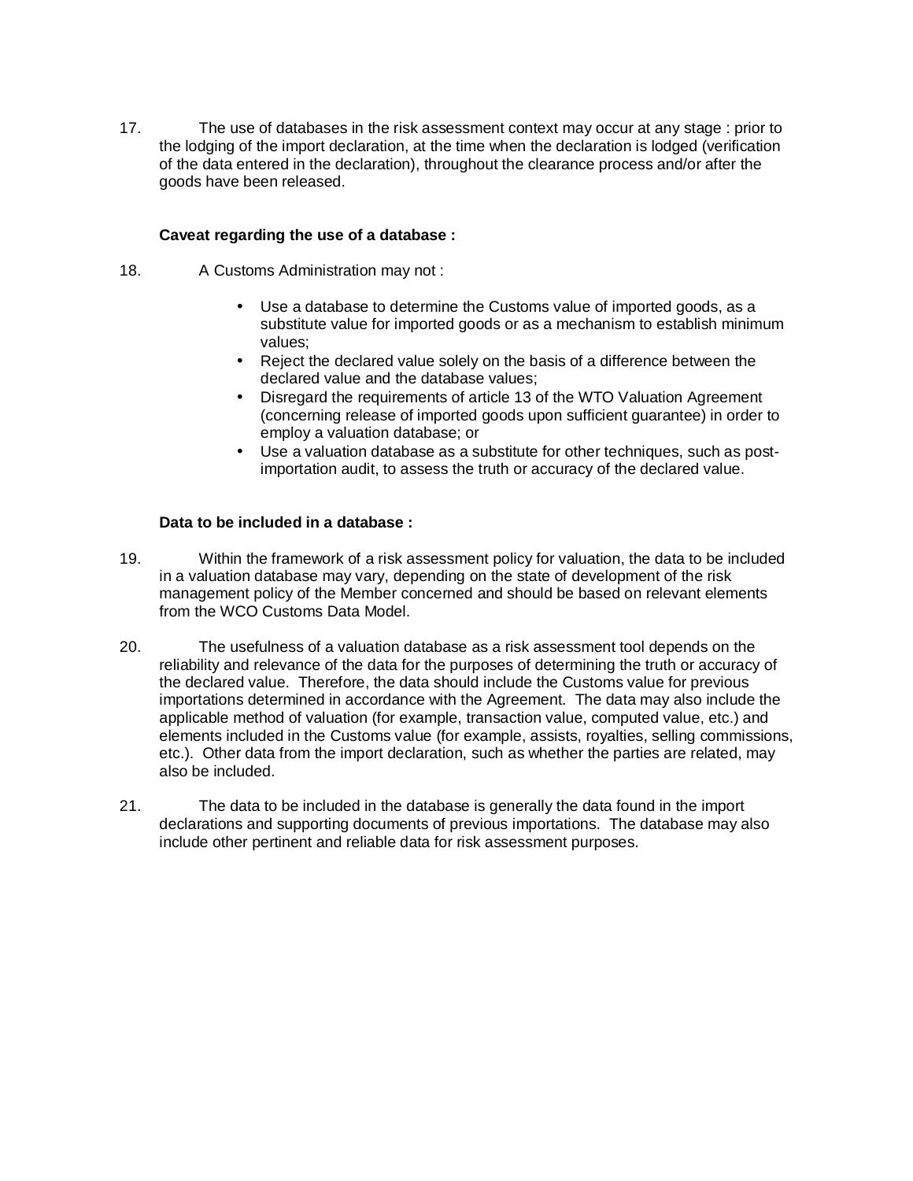17. The use of databases in the risk assessment context may occur at any stage : prior to the lodging of the import declaration, at the time when the declaration is lodged (verification of the data entered in the declaration), throughout the clearance process and/or after the goods have been released.

**Caveat regarding the use of a database :**

18. A Customs Administration may not :

- Use a database to determine the Customs value of imported goods, as a substitute value for imported goods or as a mechanism to establish minimum values;
- Reject the declared value solely on the basis of a difference between the declared value and the database values;
- Disregard the requirements of article 13 of the WTO Valuation Agreement (concerning release of imported goods upon sufficient guarantee) in order to employ a valuation database; or
- Use a valuation database as a substitute for other techniques, such as post-importation audit, to assess the truth or accuracy of the declared value.

**Data to be included in a database :**

19. Within the framework of a risk assessment policy for valuation, the data to be included in a valuation database may vary, depending on the state of development of the risk management policy of the Member concerned and should be based on relevant elements from the WCO Customs Data Model.

20. The usefulness of a valuation database as a risk assessment tool depends on the reliability and relevance of the data for the purposes of determining the truth or accuracy of the declared value. Therefore, the data should include the Customs value for previous importations determined in accordance with the Agreement. The data may also include the applicable method of valuation (for example, transaction value, computed value, etc.) and elements included in the Customs value (for example, assists, royalties, selling commissions, etc.). Other data from the import declaration, such as whether the parties are related, may also be included.

21. The data to be included in the database is generally the data found in the import declarations and supporting documents of previous importations. The database may also include other pertinent and reliable data for risk assessment purposes.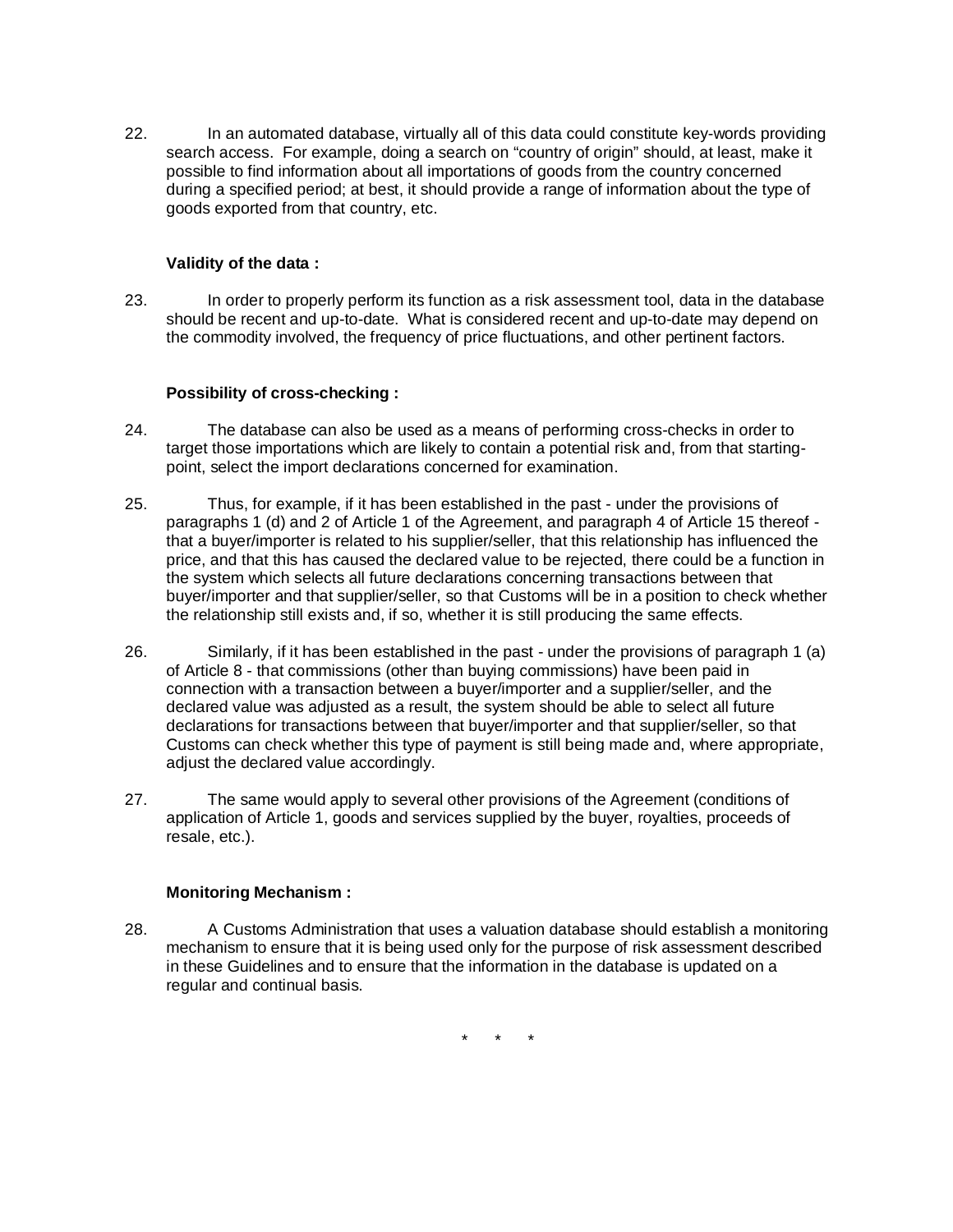22. In an automated database, virtually all of this data could constitute key-words providing search access. For example, doing a search on "country of origin" should, at least, make it possible to find information about all importations of goods from the country concerned during a specified period; at best, it should provide a range of information about the type of goods exported from that country, etc.

**Validity of the data :**

23. In order to properly perform its function as a risk assessment tool, data in the database should be recent and up-to-date. What is considered recent and up-to-date may depend on the commodity involved, the frequency of price fluctuations, and other pertinent factors.

**Possibility of cross-checking :**

24. The database can also be used as a means of performing cross-checks in order to target those importations which are likely to contain a potential risk and, from that starting-point, select the import declarations concerned for examination.

25. Thus, for example, if it has been established in the past - under the provisions of paragraphs 1 (d) and 2 of Article 1 of the Agreement, and paragraph 4 of Article 15 thereof - that a buyer/importer is related to his supplier/seller, that this relationship has influenced the price, and that this has caused the declared value to be rejected, there could be a function in the system which selects all future declarations concerning transactions between that buyer/importer and that supplier/seller, so that Customs will be in a position to check whether the relationship still exists and, if so, whether it is still producing the same effects.

26. Similarly, if it has been established in the past - under the provisions of paragraph 1 (a) of Article 8 - that commissions (other than buying commissions) have been paid in connection with a transaction between a buyer/importer and a supplier/seller, and the declared value was adjusted as a result, the system should be able to select all future declarations for transactions between that buyer/importer and that supplier/seller, so that Customs can check whether this type of payment is still being made and, where appropriate, adjust the declared value accordingly.

27. The same would apply to several other provisions of the Agreement (conditions of application of Article 1, goods and services supplied by the buyer, royalties, proceeds of resale, etc.).

**Monitoring Mechanism :**

28. A Customs Administration that uses a valuation database should establish a monitoring mechanism to ensure that it is being used only for the purpose of risk assessment described in these Guidelines and to ensure that the information in the database is updated on a regular and continual basis.

\* \* \*